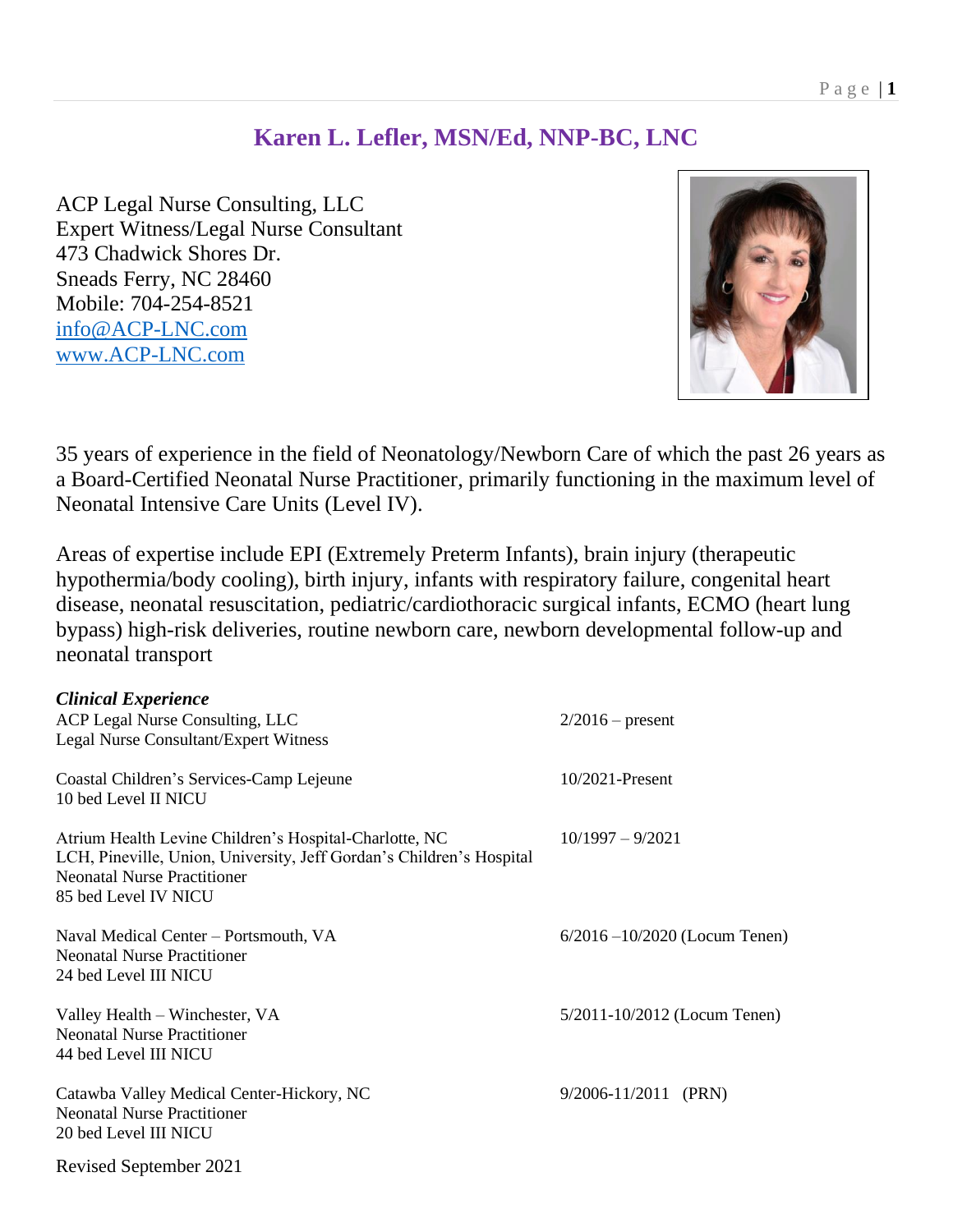# Karen L. Lefler, MSN/Ed, NNP-BC, LNC

ACP Legal Nurse Consulting, LLC
Expert Witness/Legal Nurse Consultant
473 Chadwick Shores Dr.
Sneads Ferry, NC 28460
Mobile: 704-254-8521
info@ACP-LNC.com
www.ACP-LNC.com

35 years of experience in the field of Neonatology/Newborn Care of which the past 26 years as a Board-Certified Neonatal Nurse Practitioner, primarily functioning in the maximum level of Neonatal Intensive Care Units (Level IV).

Areas of expertise include EPI (Extremely Preterm Infants), brain injury (therapeutic hypothermia/body cooling), birth injury, infants with respiratory failure, congenital heart disease, neonatal resuscitation, pediatric/cardiothoracic surgical infants, ECMO (heart lung bypass) high-risk deliveries, routine newborn care, newborn developmental follow-up and neonatal transport

***Clinical Experience***

| | |
|---|---|
| ACP Legal Nurse Consulting, LLC<br>Legal Nurse Consultant/Expert Witness | 2/2016 – present |
| Coastal Children's Services-Camp Lejeune<br>10 bed Level II NICU | 10/2021-Present |
| Atrium Health Levine Children's Hospital-Charlotte, NC<br>LCH, Pineville, Union, University, Jeff Gordan's Children's Hospital<br>Neonatal Nurse Practitioner<br>85 bed Level IV NICU | 10/1997 – 9/2021 |
| Naval Medical Center – Portsmouth, VA<br>Neonatal Nurse Practitioner<br>24 bed Level III NICU | 6/2016 –10/2020 (Locum Tenen) |
| Valley Health – Winchester, VA<br>Neonatal Nurse Practitioner<br>44 bed Level III NICU | 5/2011-10/2012 (Locum Tenen) |
| Catawba Valley Medical Center-Hickory, NC<br>Neonatal Nurse Practitioner<br>20 bed Level III NICU | 9/2006-11/2011 (PRN) |

Revised September 2021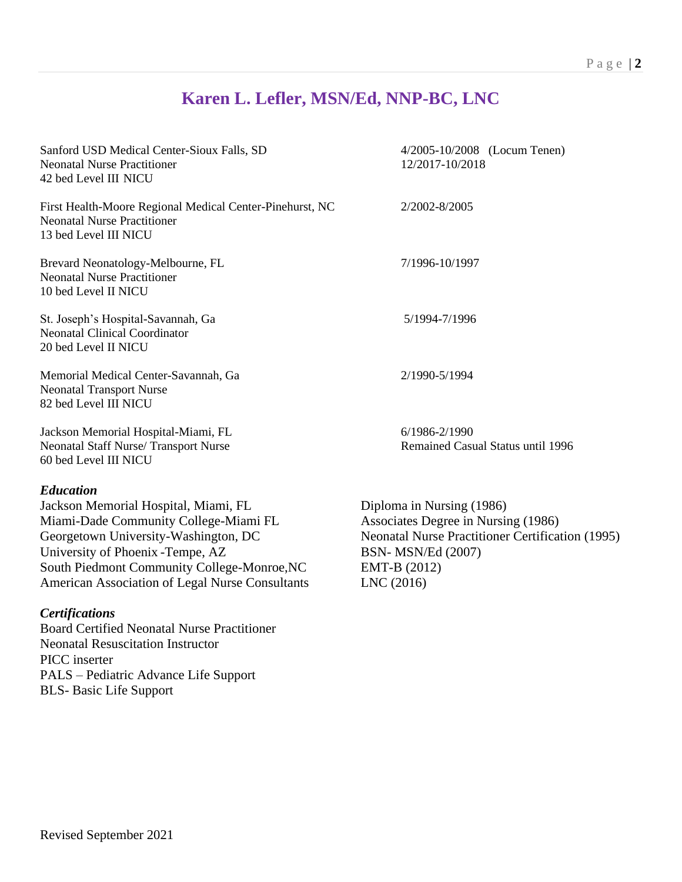# Karen L. Lefler, MSN/Ed, NNP-BC, LNC

Sanford USD Medical Center-Sioux Falls, SD — 4/2005-10/2008 (Locum Tenen)
Neonatal Nurse Practitioner — 12/2017-10/2018
42 bed Level III NICU

First Health-Moore Regional Medical Center-Pinehurst, NC — 2/2002-8/2005
Neonatal Nurse Practitioner
13 bed Level III NICU

Brevard Neonatology-Melbourne, FL — 7/1996-10/1997
Neonatal Nurse Practitioner
10 bed Level II NICU

St. Joseph's Hospital-Savannah, Ga — 5/1994-7/1996
Neonatal Clinical Coordinator
20 bed Level II NICU

Memorial Medical Center-Savannah, Ga — 2/1990-5/1994
Neonatal Transport Nurse
82 bed Level III NICU

Jackson Memorial Hospital-Miami, FL — 6/1986-2/1990
Neonatal Staff Nurse/ Transport Nurse — Remained Casual Status until 1996
60 bed Level III NICU

### *Education*

| | |
|---|---|
| Jackson Memorial Hospital, Miami, FL | Diploma in Nursing (1986) |
| Miami-Dade Community College-Miami FL | Associates Degree in Nursing (1986) |
| Georgetown University-Washington, DC | Neonatal Nurse Practitioner Certification (1995) |
| University of Phoenix -Tempe, AZ | BSN- MSN/Ed (2007) |
| South Piedmont Community College-Monroe,NC | EMT-B (2012) |
| American Association of Legal Nurse Consultants | LNC (2016) |

### *Certifications*

Board Certified Neonatal Nurse Practitioner
Neonatal Resuscitation Instructor
PICC inserter
PALS – Pediatric Advance Life Support
BLS- Basic Life Support

Revised September 2021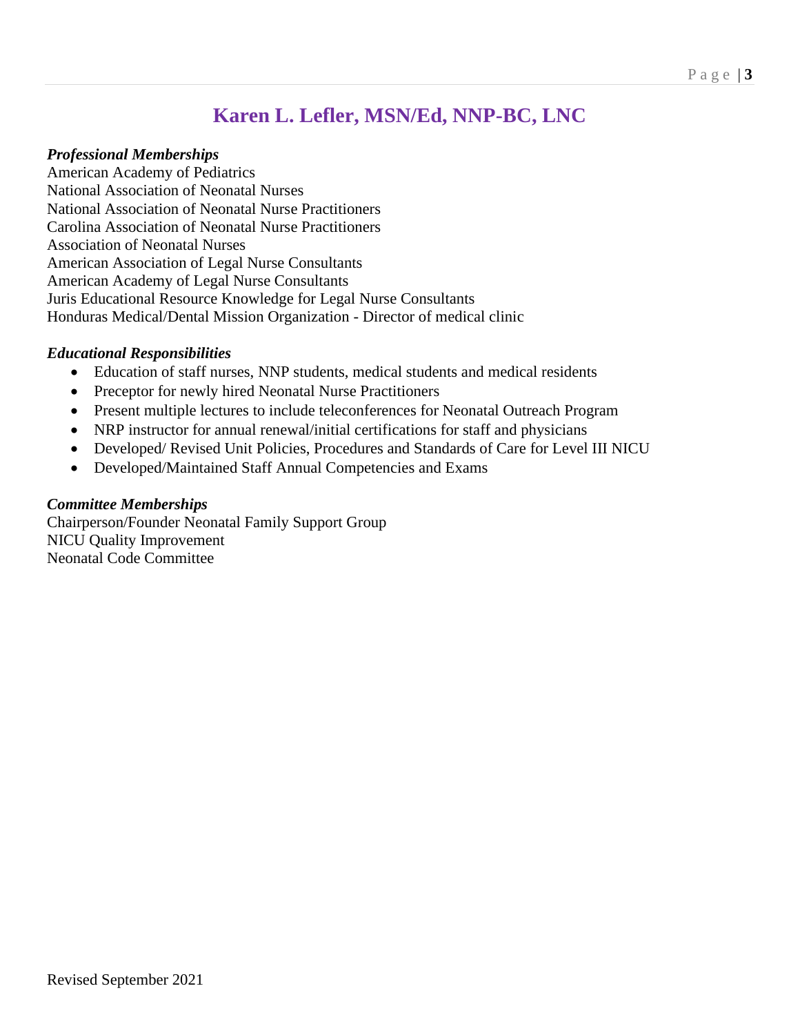# Karen L. Lefler, MSN/Ed, NNP-BC, LNC

***Professional Memberships***

American Academy of Pediatrics
National Association of Neonatal Nurses
National Association of Neonatal Nurse Practitioners
Carolina Association of Neonatal Nurse Practitioners
Association of Neonatal Nurses
American Association of Legal Nurse Consultants
American Academy of Legal Nurse Consultants
Juris Educational Resource Knowledge for Legal Nurse Consultants
Honduras Medical/Dental Mission Organization - Director of medical clinic

***Educational Responsibilities***

- Education of staff nurses, NNP students, medical students and medical residents
- Preceptor for newly hired Neonatal Nurse Practitioners
- Present multiple lectures to include teleconferences for Neonatal Outreach Program
- NRP instructor for annual renewal/initial certifications for staff and physicians
- Developed/ Revised Unit Policies, Procedures and Standards of Care for Level III NICU
- Developed/Maintained Staff Annual Competencies and Exams

***Committee Memberships***

Chairperson/Founder Neonatal Family Support Group
NICU Quality Improvement
Neonatal Code Committee

Revised September 2021